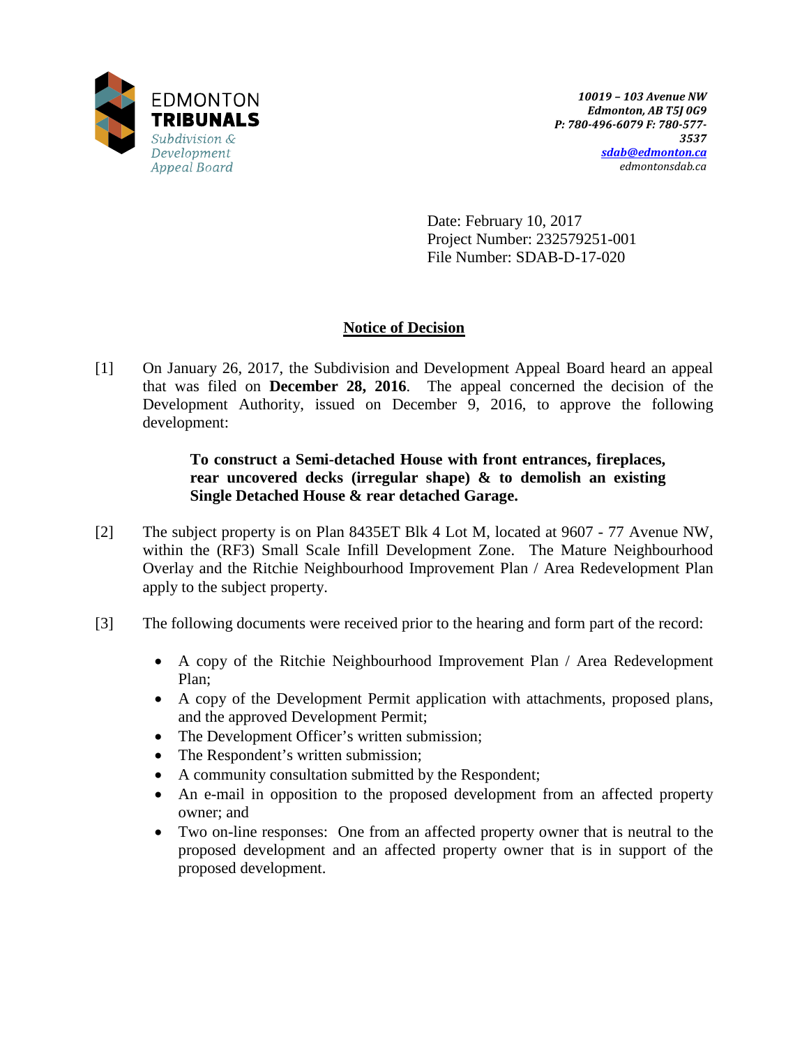EDMONTON
**TRIBUNALS**
*Subdivision & Development Appeal Board*

***10019 – 103 Avenue NW***
***Edmonton, AB T5J 0G9***
***P: 780-496-6079 F: 780-577-3537***
***sdab@edmonton.ca***
*edmontonsdab.ca*

Date: February 10, 2017
Project Number: 232579251-001
File Number: SDAB-D-17-020

## Notice of Decision

[1] On January 26, 2017, the Subdivision and Development Appeal Board heard an appeal that was filed on **December 28, 2016**. The appeal concerned the decision of the Development Authority, issued on December 9, 2016, to approve the following development:

> **To construct a Semi-detached House with front entrances, fireplaces, rear uncovered decks (irregular shape) & to demolish an existing Single Detached House & rear detached Garage.**

[2] The subject property is on Plan 8435ET Blk 4 Lot M, located at 9607 - 77 Avenue NW, within the (RF3) Small Scale Infill Development Zone. The Mature Neighbourhood Overlay and the Ritchie Neighbourhood Improvement Plan / Area Redevelopment Plan apply to the subject property.

[3] The following documents were received prior to the hearing and form part of the record:

- A copy of the Ritchie Neighbourhood Improvement Plan / Area Redevelopment Plan;
- A copy of the Development Permit application with attachments, proposed plans, and the approved Development Permit;
- The Development Officer's written submission;
- The Respondent's written submission;
- A community consultation submitted by the Respondent;
- An e-mail in opposition to the proposed development from an affected property owner; and
- Two on-line responses: One from an affected property owner that is neutral to the proposed development and an affected property owner that is in support of the proposed development.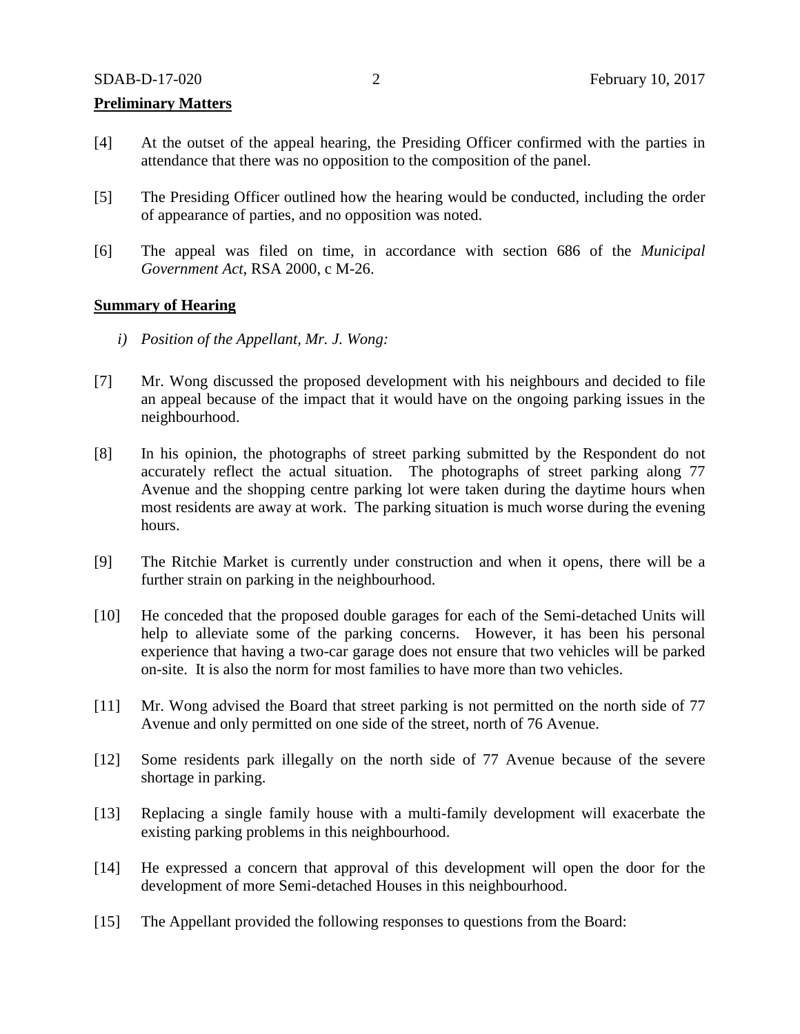**Preliminary Matters**

[4] At the outset of the appeal hearing, the Presiding Officer confirmed with the parties in attendance that there was no opposition to the composition of the panel.

[5] The Presiding Officer outlined how the hearing would be conducted, including the order of appearance of parties, and no opposition was noted.

[6] The appeal was filed on time, in accordance with section 686 of the *Municipal Government Act*, RSA 2000, c M-26.

**Summary of Hearing**

*i) Position of the Appellant, Mr. J. Wong:*

[7] Mr. Wong discussed the proposed development with his neighbours and decided to file an appeal because of the impact that it would have on the ongoing parking issues in the neighbourhood.

[8] In his opinion, the photographs of street parking submitted by the Respondent do not accurately reflect the actual situation. The photographs of street parking along 77 Avenue and the shopping centre parking lot were taken during the daytime hours when most residents are away at work. The parking situation is much worse during the evening hours.

[9] The Ritchie Market is currently under construction and when it opens, there will be a further strain on parking in the neighbourhood.

[10] He conceded that the proposed double garages for each of the Semi-detached Units will help to alleviate some of the parking concerns. However, it has been his personal experience that having a two-car garage does not ensure that two vehicles will be parked on-site. It is also the norm for most families to have more than two vehicles.

[11] Mr. Wong advised the Board that street parking is not permitted on the north side of 77 Avenue and only permitted on one side of the street, north of 76 Avenue.

[12] Some residents park illegally on the north side of 77 Avenue because of the severe shortage in parking.

[13] Replacing a single family house with a multi-family development will exacerbate the existing parking problems in this neighbourhood.

[14] He expressed a concern that approval of this development will open the door for the development of more Semi-detached Houses in this neighbourhood.

[15] The Appellant provided the following responses to questions from the Board: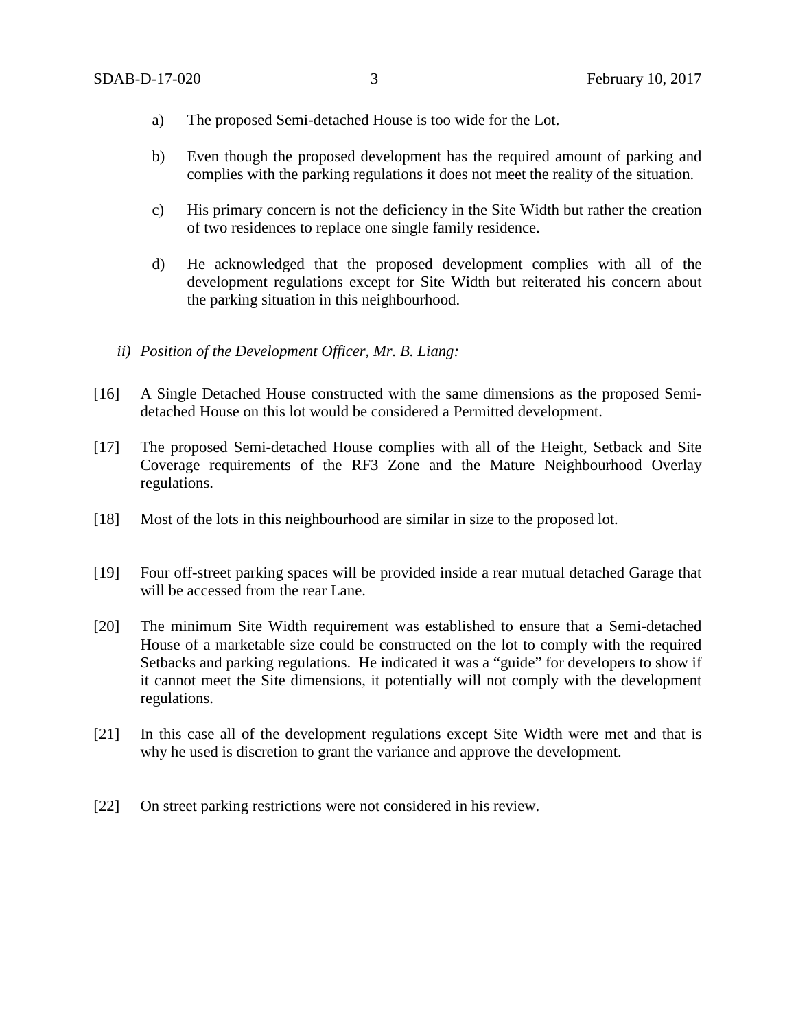a) The proposed Semi-detached House is too wide for the Lot.

b) Even though the proposed development has the required amount of parking and complies with the parking regulations it does not meet the reality of the situation.

c) His primary concern is not the deficiency in the Site Width but rather the creation of two residences to replace one single family residence.

d) He acknowledged that the proposed development complies with all of the development regulations except for Site Width but reiterated his concern about the parking situation in this neighbourhood.

*ii) Position of the Development Officer, Mr. B. Liang:*

[16] A Single Detached House constructed with the same dimensions as the proposed Semi-detached House on this lot would be considered a Permitted development.

[17] The proposed Semi-detached House complies with all of the Height, Setback and Site Coverage requirements of the RF3 Zone and the Mature Neighbourhood Overlay regulations.

[18] Most of the lots in this neighbourhood are similar in size to the proposed lot.

[19] Four off-street parking spaces will be provided inside a rear mutual detached Garage that will be accessed from the rear Lane.

[20] The minimum Site Width requirement was established to ensure that a Semi-detached House of a marketable size could be constructed on the lot to comply with the required Setbacks and parking regulations. He indicated it was a "guide" for developers to show if it cannot meet the Site dimensions, it potentially will not comply with the development regulations.

[21] In this case all of the development regulations except Site Width were met and that is why he used is discretion to grant the variance and approve the development.

[22] On street parking restrictions were not considered in his review.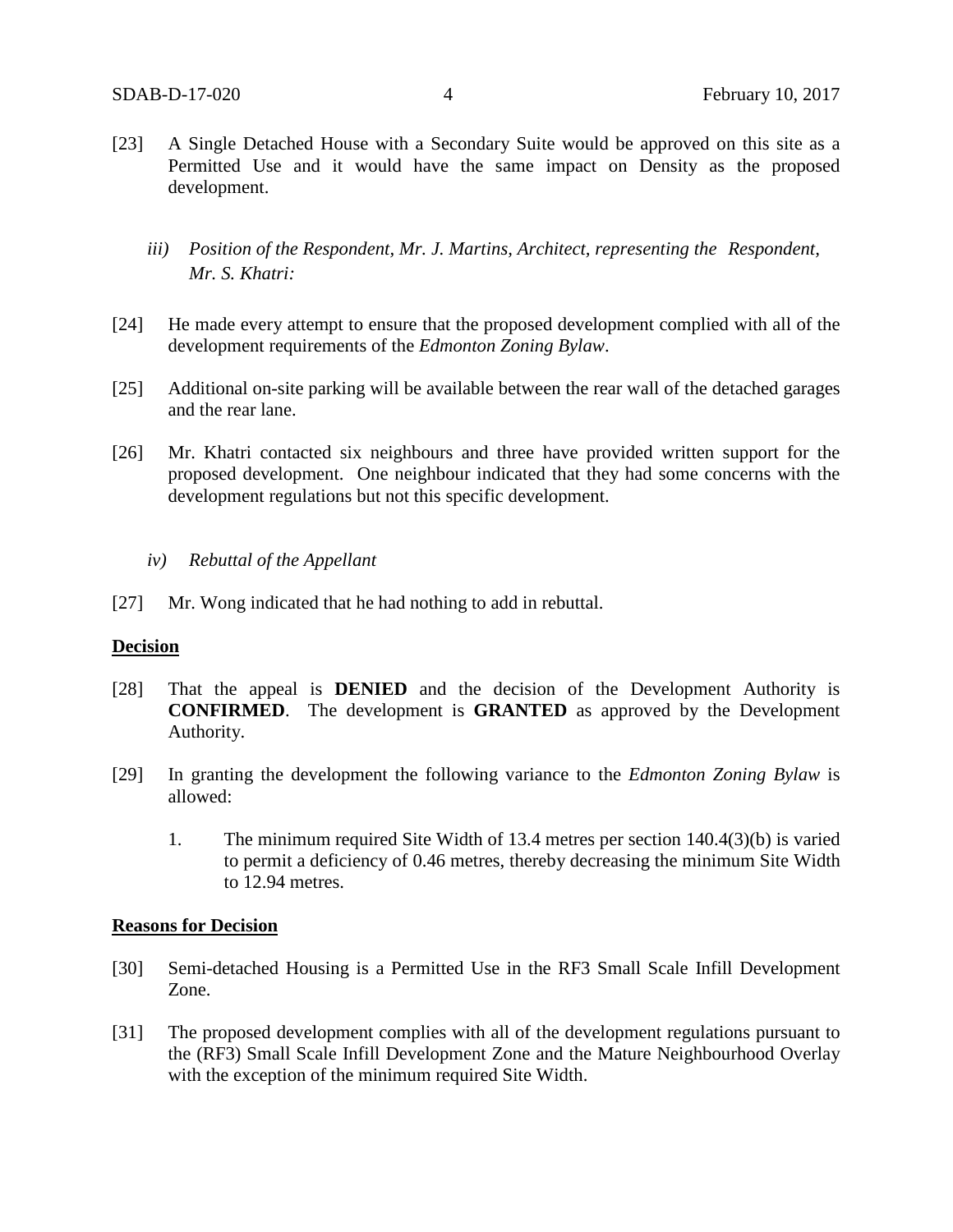[23] A Single Detached House with a Secondary Suite would be approved on this site as a Permitted Use and it would have the same impact on Density as the proposed development.

*iii) Position of the Respondent, Mr. J. Martins, Architect, representing the Respondent, Mr. S. Khatri:*

[24] He made every attempt to ensure that the proposed development complied with all of the development requirements of the *Edmonton Zoning Bylaw*.

[25] Additional on-site parking will be available between the rear wall of the detached garages and the rear lane.

[26] Mr. Khatri contacted six neighbours and three have provided written support for the proposed development. One neighbour indicated that they had some concerns with the development regulations but not this specific development.

*iv) Rebuttal of the Appellant*

[27] Mr. Wong indicated that he had nothing to add in rebuttal.

**Decision**

[28] That the appeal is **DENIED** and the decision of the Development Authority is **CONFIRMED**. The development is **GRANTED** as approved by the Development Authority.

[29] In granting the development the following variance to the *Edmonton Zoning Bylaw* is allowed:

1. The minimum required Site Width of 13.4 metres per section 140.4(3)(b) is varied to permit a deficiency of 0.46 metres, thereby decreasing the minimum Site Width to 12.94 metres.

**Reasons for Decision**

[30] Semi-detached Housing is a Permitted Use in the RF3 Small Scale Infill Development Zone.

[31] The proposed development complies with all of the development regulations pursuant to the (RF3) Small Scale Infill Development Zone and the Mature Neighbourhood Overlay with the exception of the minimum required Site Width.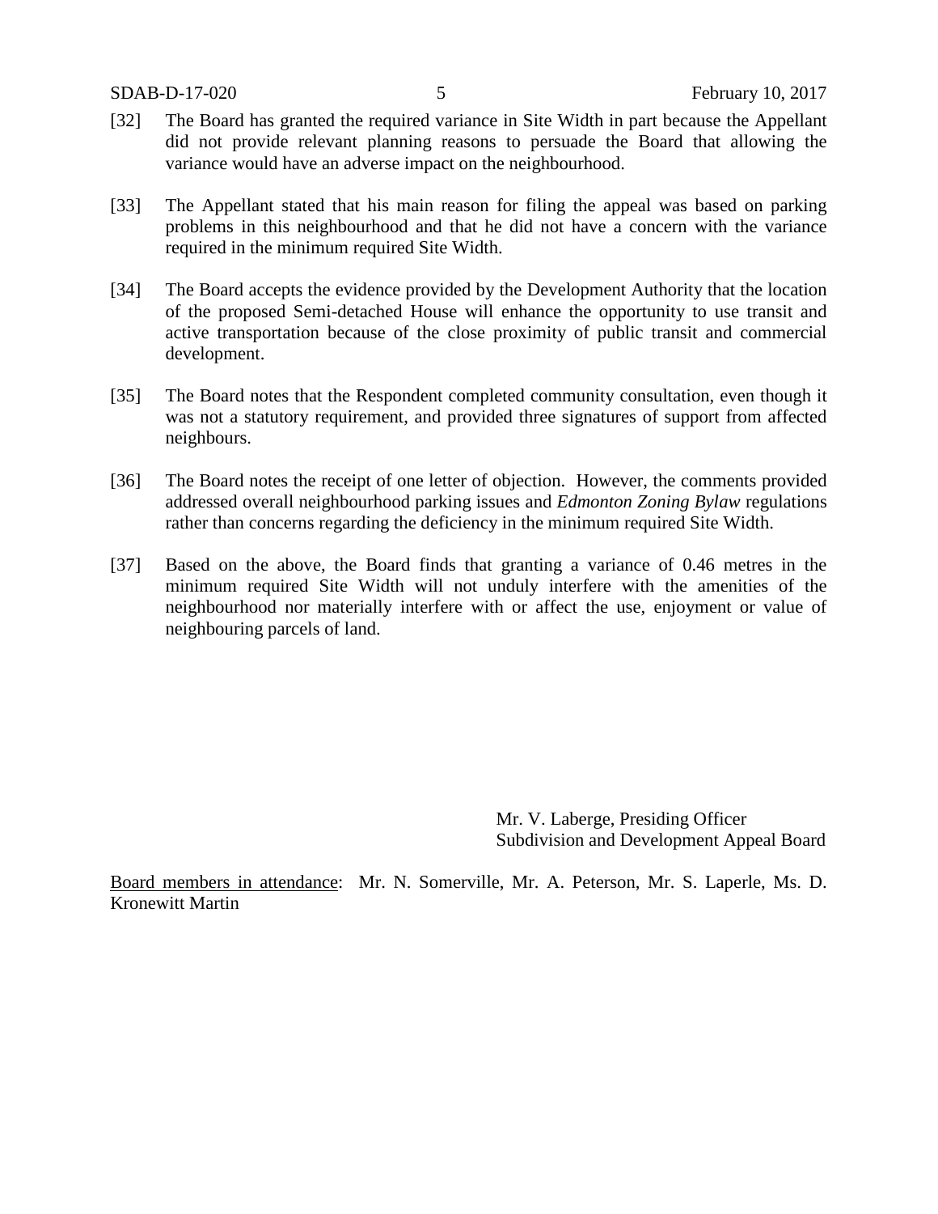[32] The Board has granted the required variance in Site Width in part because the Appellant did not provide relevant planning reasons to persuade the Board that allowing the variance would have an adverse impact on the neighbourhood.

[33] The Appellant stated that his main reason for filing the appeal was based on parking problems in this neighbourhood and that he did not have a concern with the variance required in the minimum required Site Width.

[34] The Board accepts the evidence provided by the Development Authority that the location of the proposed Semi-detached House will enhance the opportunity to use transit and active transportation because of the close proximity of public transit and commercial development.

[35] The Board notes that the Respondent completed community consultation, even though it was not a statutory requirement, and provided three signatures of support from affected neighbours.

[36] The Board notes the receipt of one letter of objection. However, the comments provided addressed overall neighbourhood parking issues and *Edmonton Zoning Bylaw* regulations rather than concerns regarding the deficiency in the minimum required Site Width.

[37] Based on the above, the Board finds that granting a variance of 0.46 metres in the minimum required Site Width will not unduly interfere with the amenities of the neighbourhood nor materially interfere with or affect the use, enjoyment or value of neighbouring parcels of land.

Mr. V. Laberge, Presiding Officer
Subdivision and Development Appeal Board

Board members in attendance: Mr. N. Somerville, Mr. A. Peterson, Mr. S. Laperle, Ms. D. Kronewitt Martin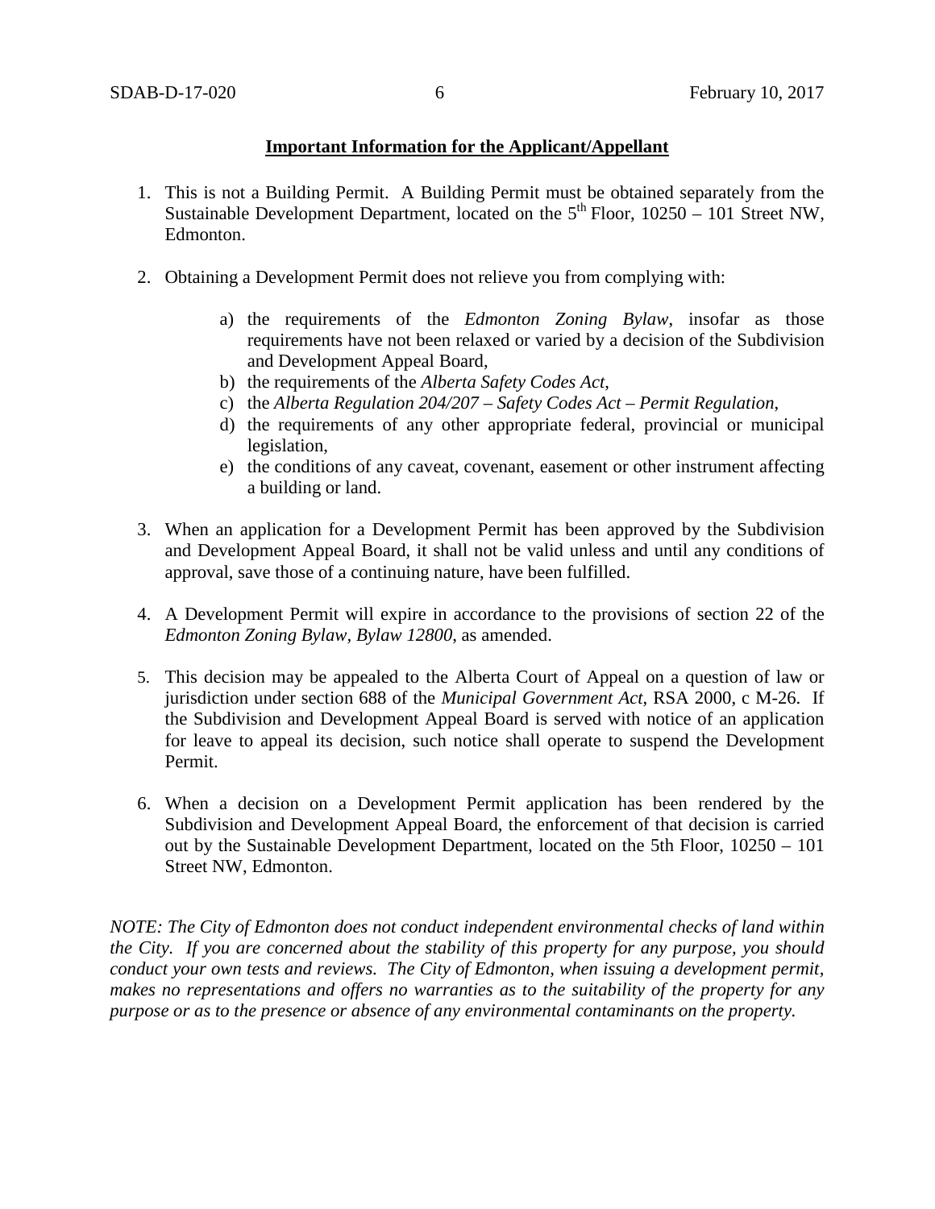**Important Information for the Applicant/Appellant**

1. This is not a Building Permit. A Building Permit must be obtained separately from the Sustainable Development Department, located on the 5th Floor, 10250 – 101 Street NW, Edmonton.

2. Obtaining a Development Permit does not relieve you from complying with:

    a) the requirements of the *Edmonton Zoning Bylaw*, insofar as those requirements have not been relaxed or varied by a decision of the Subdivision and Development Appeal Board,
    b) the requirements of the *Alberta Safety Codes Act*,
    c) the *Alberta Regulation 204/207 – Safety Codes Act – Permit Regulation*,
    d) the requirements of any other appropriate federal, provincial or municipal legislation,
    e) the conditions of any caveat, covenant, easement or other instrument affecting a building or land.

3. When an application for a Development Permit has been approved by the Subdivision and Development Appeal Board, it shall not be valid unless and until any conditions of approval, save those of a continuing nature, have been fulfilled.

4. A Development Permit will expire in accordance to the provisions of section 22 of the *Edmonton Zoning Bylaw, Bylaw 12800*, as amended.

5. This decision may be appealed to the Alberta Court of Appeal on a question of law or jurisdiction under section 688 of the *Municipal Government Act*, RSA 2000, c M-26. If the Subdivision and Development Appeal Board is served with notice of an application for leave to appeal its decision, such notice shall operate to suspend the Development Permit.

6. When a decision on a Development Permit application has been rendered by the Subdivision and Development Appeal Board, the enforcement of that decision is carried out by the Sustainable Development Department, located on the 5th Floor, 10250 – 101 Street NW, Edmonton.

*NOTE: The City of Edmonton does not conduct independent environmental checks of land within the City. If you are concerned about the stability of this property for any purpose, you should conduct your own tests and reviews. The City of Edmonton, when issuing a development permit, makes no representations and offers no warranties as to the suitability of the property for any purpose or as to the presence or absence of any environmental contaminants on the property.*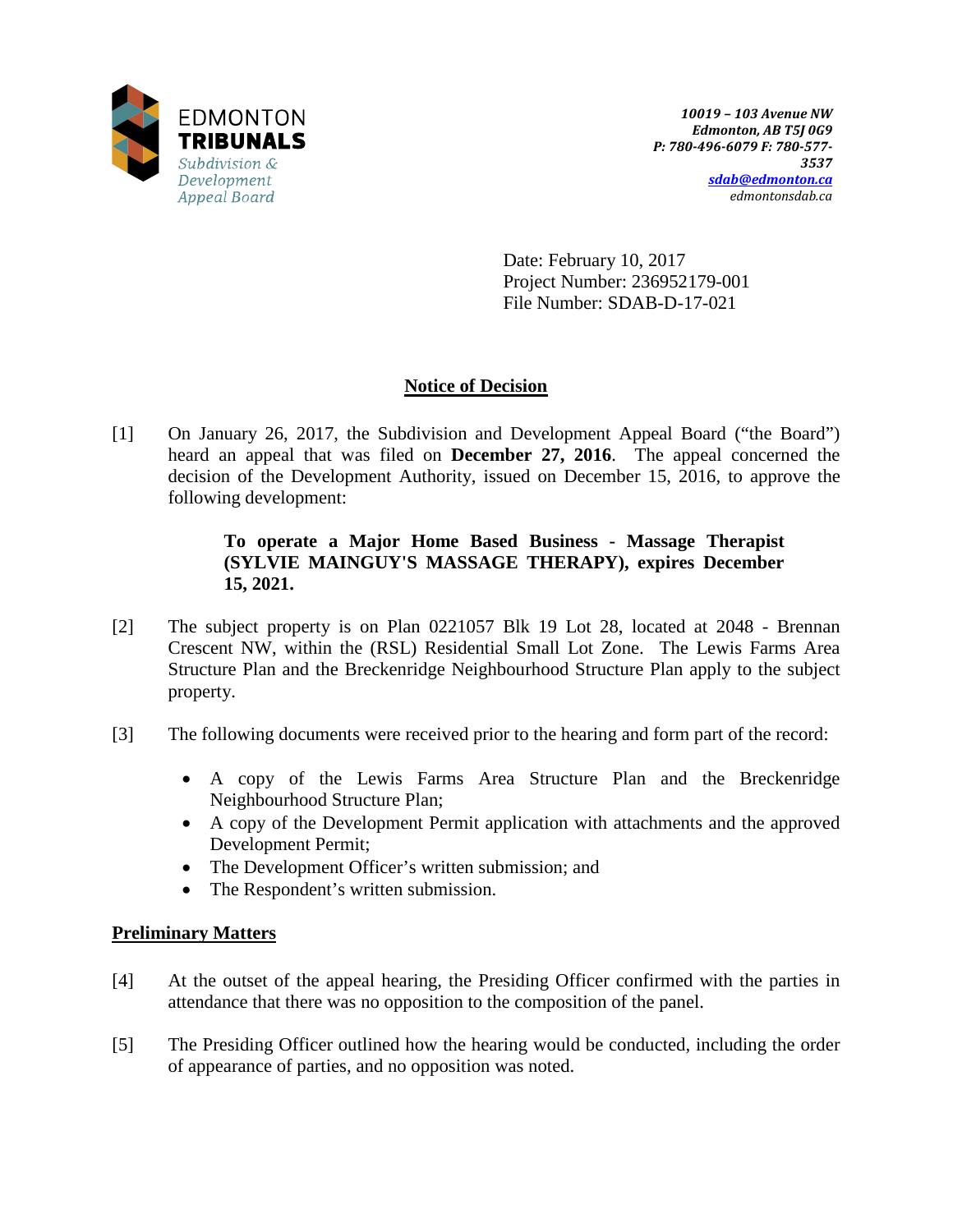EDMONTON
**TRIBUNALS**
*Subdivision & Development Appeal Board*

*10019 – 103 Avenue NW*
*Edmonton, AB T5J 0G9*
*P: 780-496-6079 F: 780-577-3537*
*sdab@edmonton.ca*
*edmontonsdab.ca*

Date: February 10, 2017
Project Number: 236952179-001
File Number: SDAB-D-17-021

## Notice of Decision

[1] On January 26, 2017, the Subdivision and Development Appeal Board ("the Board") heard an appeal that was filed on **December 27, 2016**. The appeal concerned the decision of the Development Authority, issued on December 15, 2016, to approve the following development:

> **To operate a Major Home Based Business - Massage Therapist (SYLVIE MAINGUY'S MASSAGE THERAPY), expires December 15, 2021.**

[2] The subject property is on Plan 0221057 Blk 19 Lot 28, located at 2048 - Brennan Crescent NW, within the (RSL) Residential Small Lot Zone. The Lewis Farms Area Structure Plan and the Breckenridge Neighbourhood Structure Plan apply to the subject property.

[3] The following documents were received prior to the hearing and form part of the record:

- A copy of the Lewis Farms Area Structure Plan and the Breckenridge Neighbourhood Structure Plan;
- A copy of the Development Permit application with attachments and the approved Development Permit;
- The Development Officer's written submission; and
- The Respondent's written submission.

### Preliminary Matters

[4] At the outset of the appeal hearing, the Presiding Officer confirmed with the parties in attendance that there was no opposition to the composition of the panel.

[5] The Presiding Officer outlined how the hearing would be conducted, including the order of appearance of parties, and no opposition was noted.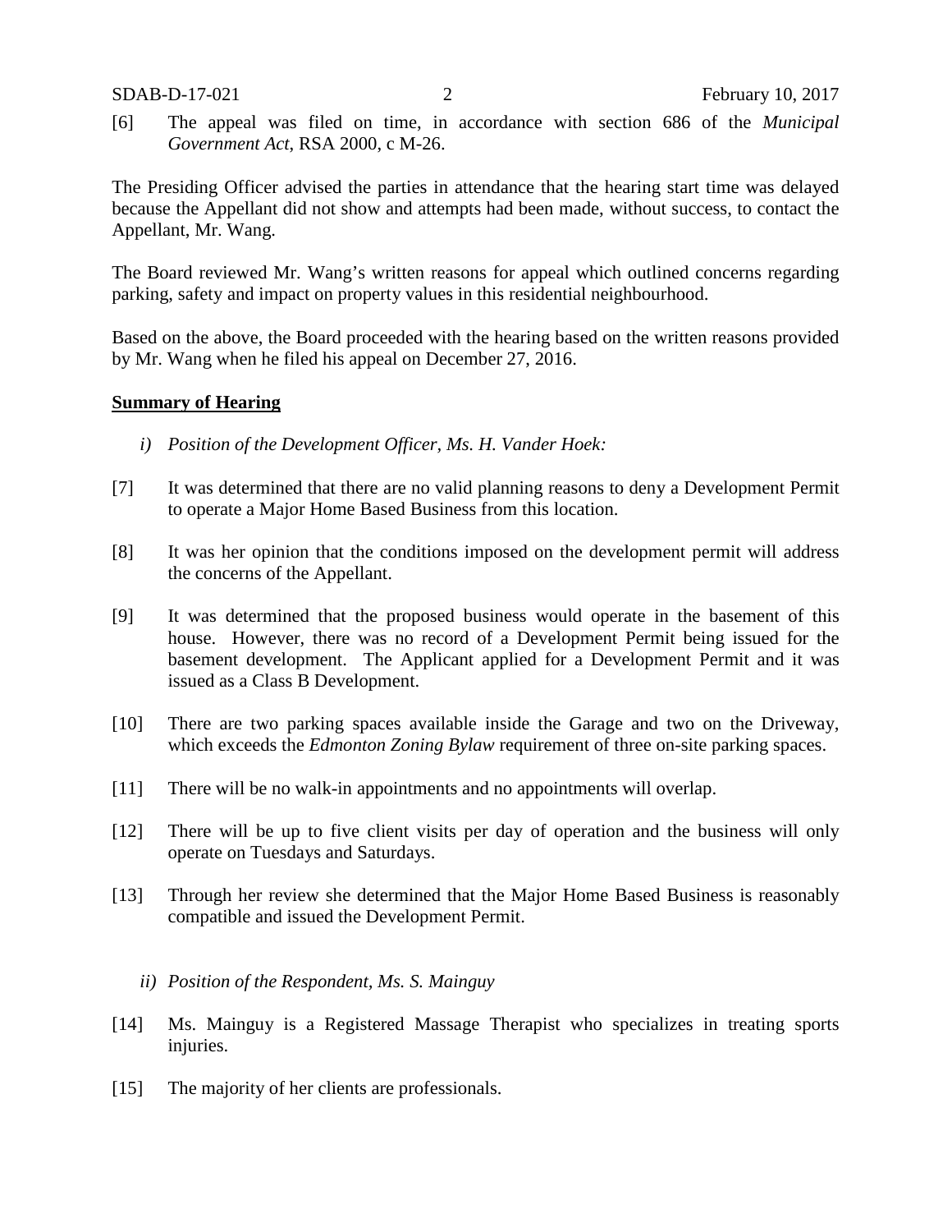[6] The appeal was filed on time, in accordance with section 686 of the *Municipal Government Act*, RSA 2000, c M-26.

The Presiding Officer advised the parties in attendance that the hearing start time was delayed because the Appellant did not show and attempts had been made, without success, to contact the Appellant, Mr. Wang.

The Board reviewed Mr. Wang's written reasons for appeal which outlined concerns regarding parking, safety and impact on property values in this residential neighbourhood.

Based on the above, the Board proceeded with the hearing based on the written reasons provided by Mr. Wang when he filed his appeal on December 27, 2016.

**Summary of Hearing**

*i) Position of the Development Officer, Ms. H. Vander Hoek:*

[7] It was determined that there are no valid planning reasons to deny a Development Permit to operate a Major Home Based Business from this location.

[8] It was her opinion that the conditions imposed on the development permit will address the concerns of the Appellant.

[9] It was determined that the proposed business would operate in the basement of this house. However, there was no record of a Development Permit being issued for the basement development. The Applicant applied for a Development Permit and it was issued as a Class B Development.

[10] There are two parking spaces available inside the Garage and two on the Driveway, which exceeds the *Edmonton Zoning Bylaw* requirement of three on-site parking spaces.

[11] There will be no walk-in appointments and no appointments will overlap.

[12] There will be up to five client visits per day of operation and the business will only operate on Tuesdays and Saturdays.

[13] Through her review she determined that the Major Home Based Business is reasonably compatible and issued the Development Permit.

*ii) Position of the Respondent, Ms. S. Mainguy*

[14] Ms. Mainguy is a Registered Massage Therapist who specializes in treating sports injuries.

[15] The majority of her clients are professionals.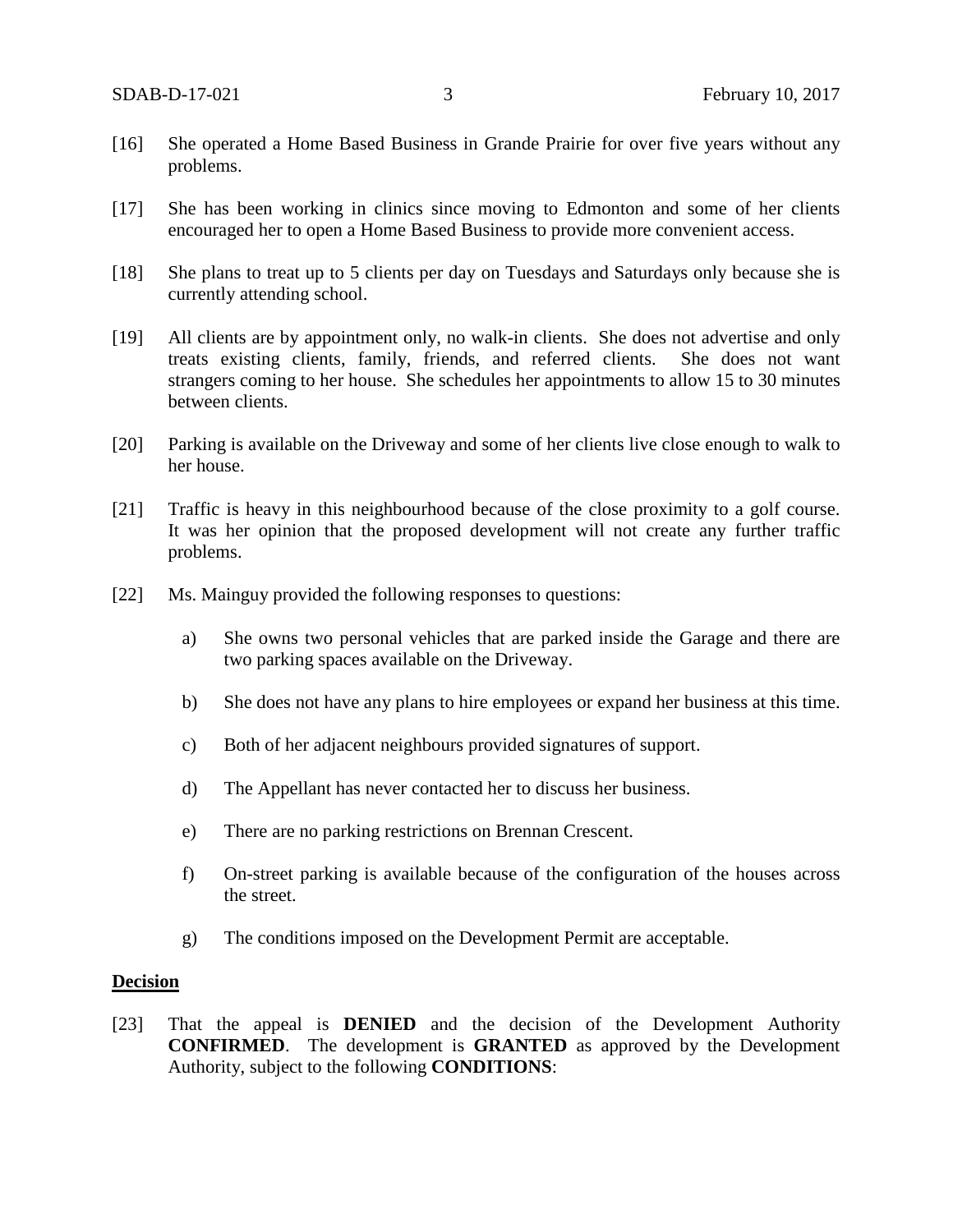[16] She operated a Home Based Business in Grande Prairie for over five years without any problems.

[17] She has been working in clinics since moving to Edmonton and some of her clients encouraged her to open a Home Based Business to provide more convenient access.

[18] She plans to treat up to 5 clients per day on Tuesdays and Saturdays only because she is currently attending school.

[19] All clients are by appointment only, no walk-in clients. She does not advertise and only treats existing clients, family, friends, and referred clients. She does not want strangers coming to her house. She schedules her appointments to allow 15 to 30 minutes between clients.

[20] Parking is available on the Driveway and some of her clients live close enough to walk to her house.

[21] Traffic is heavy in this neighbourhood because of the close proximity to a golf course. It was her opinion that the proposed development will not create any further traffic problems.

[22] Ms. Mainguy provided the following responses to questions:

a) She owns two personal vehicles that are parked inside the Garage and there are two parking spaces available on the Driveway.

b) She does not have any plans to hire employees or expand her business at this time.

c) Both of her adjacent neighbours provided signatures of support.

d) The Appellant has never contacted her to discuss her business.

e) There are no parking restrictions on Brennan Crescent.

f) On-street parking is available because of the configuration of the houses across the street.

g) The conditions imposed on the Development Permit are acceptable.

## Decision

[23] That the appeal is **DENIED** and the decision of the Development Authority **CONFIRMED**. The development is **GRANTED** as approved by the Development Authority, subject to the following **CONDITIONS**: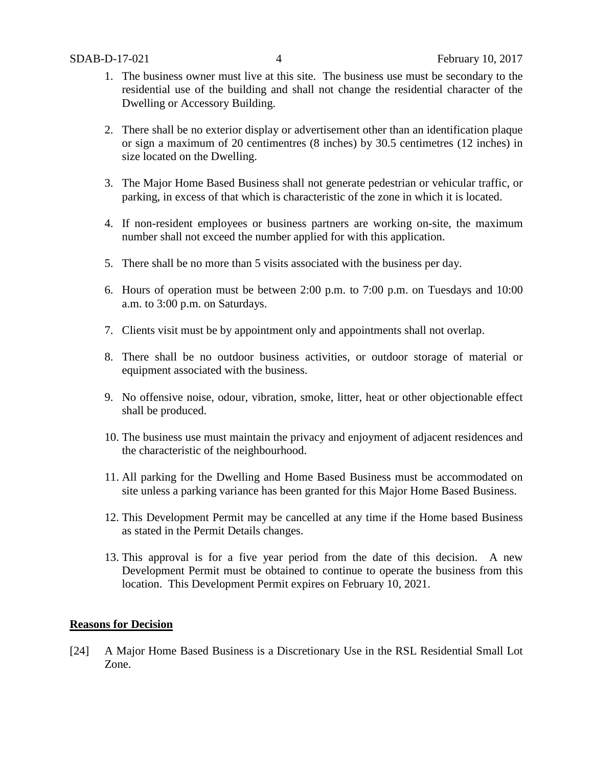1. The business owner must live at this site. The business use must be secondary to the residential use of the building and shall not change the residential character of the Dwelling or Accessory Building.

2. There shall be no exterior display or advertisement other than an identification plaque or sign a maximum of 20 centimentres (8 inches) by 30.5 centimetres (12 inches) in size located on the Dwelling.

3. The Major Home Based Business shall not generate pedestrian or vehicular traffic, or parking, in excess of that which is characteristic of the zone in which it is located.

4. If non-resident employees or business partners are working on-site, the maximum number shall not exceed the number applied for with this application.

5. There shall be no more than 5 visits associated with the business per day.

6. Hours of operation must be between 2:00 p.m. to 7:00 p.m. on Tuesdays and 10:00 a.m. to 3:00 p.m. on Saturdays.

7. Clients visit must be by appointment only and appointments shall not overlap.

8. There shall be no outdoor business activities, or outdoor storage of material or equipment associated with the business.

9. No offensive noise, odour, vibration, smoke, litter, heat or other objectionable effect shall be produced.

10. The business use must maintain the privacy and enjoyment of adjacent residences and the characteristic of the neighbourhood.

11. All parking for the Dwelling and Home Based Business must be accommodated on site unless a parking variance has been granted for this Major Home Based Business.

12. This Development Permit may be cancelled at any time if the Home based Business as stated in the Permit Details changes.

13. This approval is for a five year period from the date of this decision. A new Development Permit must be obtained to continue to operate the business from this location. This Development Permit expires on February 10, 2021.

**Reasons for Decision**

[24] A Major Home Based Business is a Discretionary Use in the RSL Residential Small Lot Zone.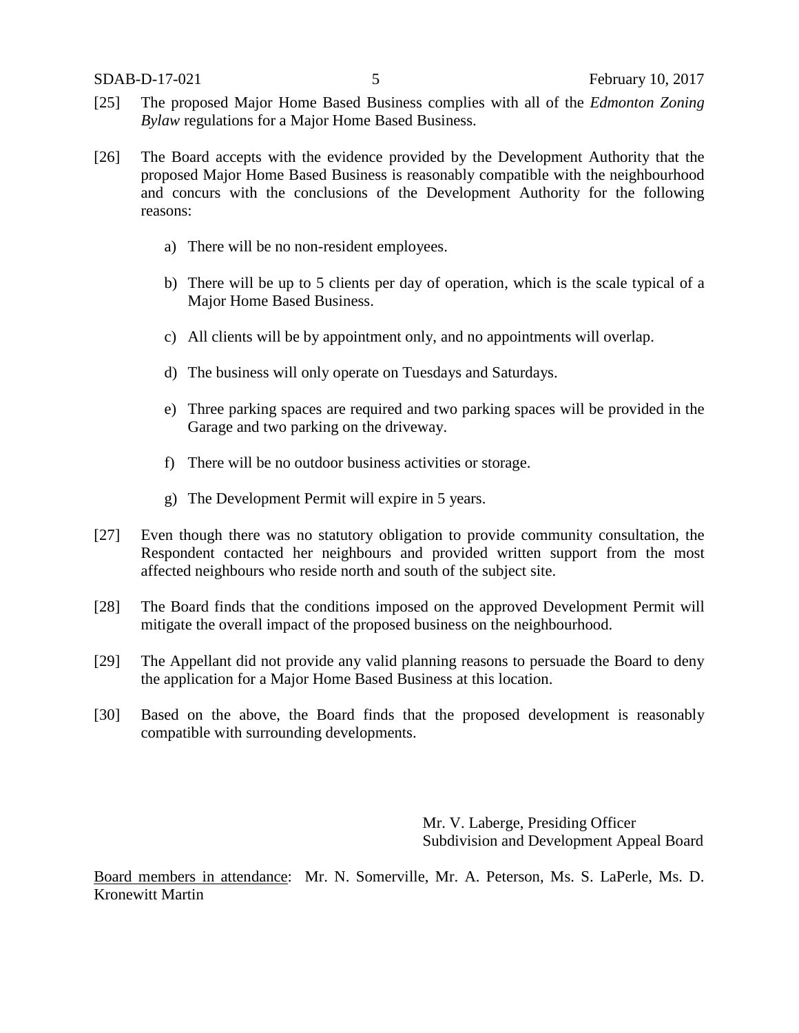[25] The proposed Major Home Based Business complies with all of the *Edmonton Zoning Bylaw* regulations for a Major Home Based Business.

[26] The Board accepts with the evidence provided by the Development Authority that the proposed Major Home Based Business is reasonably compatible with the neighbourhood and concurs with the conclusions of the Development Authority for the following reasons:

a) There will be no non-resident employees.

b) There will be up to 5 clients per day of operation, which is the scale typical of a Major Home Based Business.

c) All clients will be by appointment only, and no appointments will overlap.

d) The business will only operate on Tuesdays and Saturdays.

e) Three parking spaces are required and two parking spaces will be provided in the Garage and two parking on the driveway.

f) There will be no outdoor business activities or storage.

g) The Development Permit will expire in 5 years.

[27] Even though there was no statutory obligation to provide community consultation, the Respondent contacted her neighbours and provided written support from the most affected neighbours who reside north and south of the subject site.

[28] The Board finds that the conditions imposed on the approved Development Permit will mitigate the overall impact of the proposed business on the neighbourhood.

[29] The Appellant did not provide any valid planning reasons to persuade the Board to deny the application for a Major Home Based Business at this location.

[30] Based on the above, the Board finds that the proposed development is reasonably compatible with surrounding developments.

Mr. V. Laberge, Presiding Officer
Subdivision and Development Appeal Board

Board members in attendance: Mr. N. Somerville, Mr. A. Peterson, Ms. S. LaPerle, Ms. D. Kronewitt Martin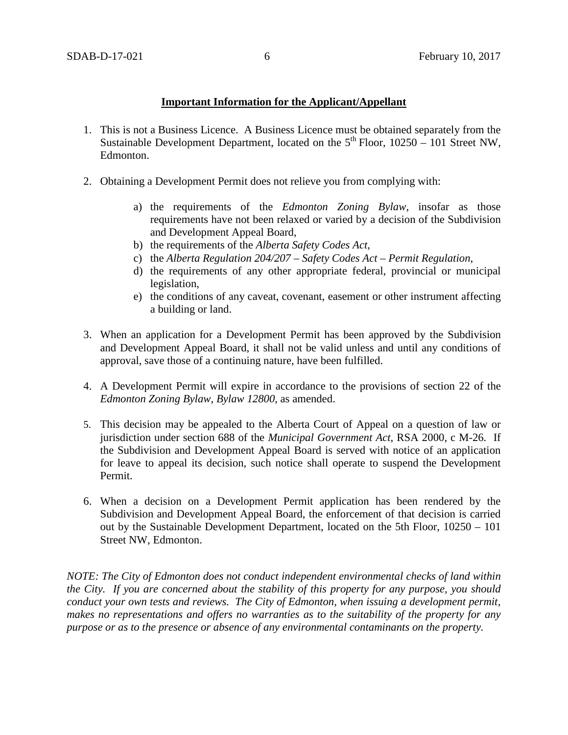**Important Information for the Applicant/Appellant**

1. This is not a Business Licence. A Business Licence must be obtained separately from the Sustainable Development Department, located on the 5th Floor, 10250 – 101 Street NW, Edmonton.

2. Obtaining a Development Permit does not relieve you from complying with:

    a) the requirements of the *Edmonton Zoning Bylaw*, insofar as those requirements have not been relaxed or varied by a decision of the Subdivision and Development Appeal Board,
    b) the requirements of the *Alberta Safety Codes Act*,
    c) the *Alberta Regulation 204/207 – Safety Codes Act – Permit Regulation*,
    d) the requirements of any other appropriate federal, provincial or municipal legislation,
    e) the conditions of any caveat, covenant, easement or other instrument affecting a building or land.

3. When an application for a Development Permit has been approved by the Subdivision and Development Appeal Board, it shall not be valid unless and until any conditions of approval, save those of a continuing nature, have been fulfilled.

4. A Development Permit will expire in accordance to the provisions of section 22 of the *Edmonton Zoning Bylaw, Bylaw 12800*, as amended.

5. This decision may be appealed to the Alberta Court of Appeal on a question of law or jurisdiction under section 688 of the *Municipal Government Act*, RSA 2000, c M-26. If the Subdivision and Development Appeal Board is served with notice of an application for leave to appeal its decision, such notice shall operate to suspend the Development Permit.

6. When a decision on a Development Permit application has been rendered by the Subdivision and Development Appeal Board, the enforcement of that decision is carried out by the Sustainable Development Department, located on the 5th Floor, 10250 – 101 Street NW, Edmonton.

*NOTE: The City of Edmonton does not conduct independent environmental checks of land within the City. If you are concerned about the stability of this property for any purpose, you should conduct your own tests and reviews. The City of Edmonton, when issuing a development permit, makes no representations and offers no warranties as to the suitability of the property for any purpose or as to the presence or absence of any environmental contaminants on the property.*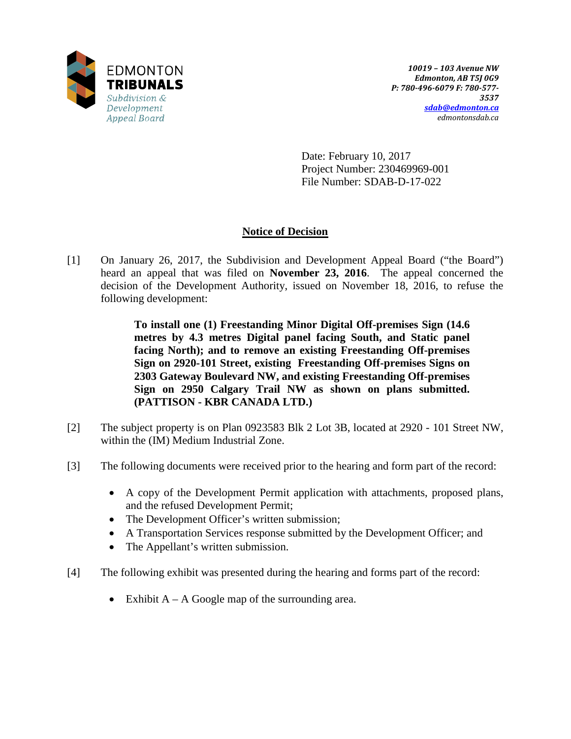EDMONTON
**TRIBUNALS**
*Subdivision & Development Appeal Board*

***10019 – 103 Avenue NW***
***Edmonton, AB T5J 0G9***
***P: 780-496-6079 F: 780-577-3537***
***sdab@edmonton.ca***
*edmontonsdab.ca*

Date: February 10, 2017
Project Number: 230469969-001
File Number: SDAB-D-17-022

## Notice of Decision

[1] On January 26, 2017, the Subdivision and Development Appeal Board ("the Board") heard an appeal that was filed on **November 23, 2016**. The appeal concerned the decision of the Development Authority, issued on November 18, 2016, to refuse the following development:

> **To install one (1) Freestanding Minor Digital Off-premises Sign (14.6 metres by 4.3 metres Digital panel facing South, and Static panel facing North); and to remove an existing Freestanding Off-premises Sign on 2920-101 Street, existing Freestanding Off-premises Signs on 2303 Gateway Boulevard NW, and existing Freestanding Off-premises Sign on 2950 Calgary Trail NW as shown on plans submitted. (PATTISON - KBR CANADA LTD.)**

[2] The subject property is on Plan 0923583 Blk 2 Lot 3B, located at 2920 - 101 Street NW, within the (IM) Medium Industrial Zone.

[3] The following documents were received prior to the hearing and form part of the record:

- A copy of the Development Permit application with attachments, proposed plans, and the refused Development Permit;
- The Development Officer's written submission;
- A Transportation Services response submitted by the Development Officer; and
- The Appellant's written submission.

[4] The following exhibit was presented during the hearing and forms part of the record:

- Exhibit A – A Google map of the surrounding area.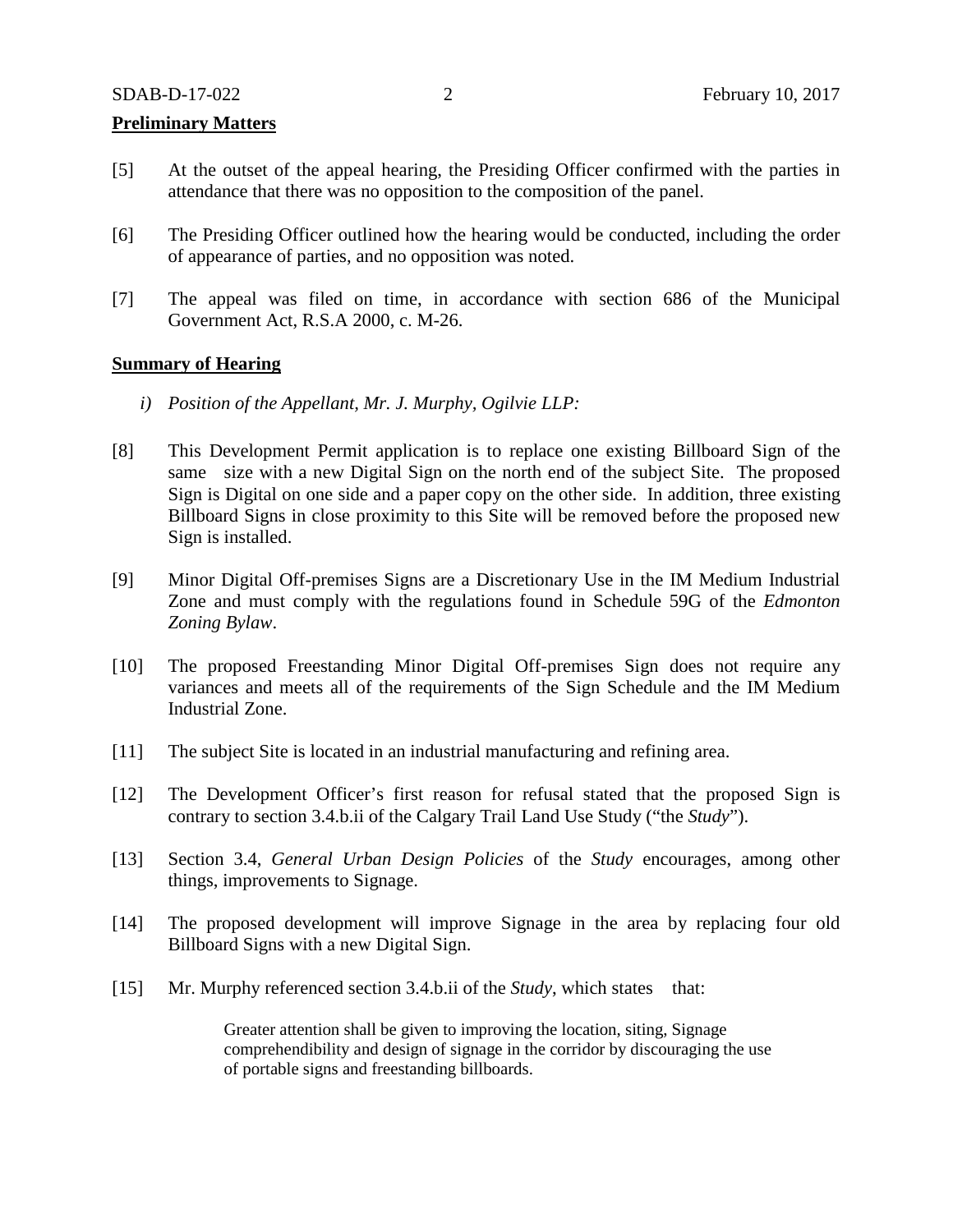**Preliminary Matters**

[5] At the outset of the appeal hearing, the Presiding Officer confirmed with the parties in attendance that there was no opposition to the composition of the panel.

[6] The Presiding Officer outlined how the hearing would be conducted, including the order of appearance of parties, and no opposition was noted.

[7] The appeal was filed on time, in accordance with section 686 of the Municipal Government Act, R.S.A 2000, c. M-26.

**Summary of Hearing**

*i) Position of the Appellant, Mr. J. Murphy, Ogilvie LLP:*

[8] This Development Permit application is to replace one existing Billboard Sign of the same size with a new Digital Sign on the north end of the subject Site. The proposed Sign is Digital on one side and a paper copy on the other side. In addition, three existing Billboard Signs in close proximity to this Site will be removed before the proposed new Sign is installed.

[9] Minor Digital Off-premises Signs are a Discretionary Use in the IM Medium Industrial Zone and must comply with the regulations found in Schedule 59G of the *Edmonton Zoning Bylaw*.

[10] The proposed Freestanding Minor Digital Off-premises Sign does not require any variances and meets all of the requirements of the Sign Schedule and the IM Medium Industrial Zone.

[11] The subject Site is located in an industrial manufacturing and refining area.

[12] The Development Officer's first reason for refusal stated that the proposed Sign is contrary to section 3.4.b.ii of the Calgary Trail Land Use Study ("the *Study*").

[13] Section 3.4, *General Urban Design Policies* of the *Study* encourages, among other things, improvements to Signage.

[14] The proposed development will improve Signage in the area by replacing four old Billboard Signs with a new Digital Sign.

[15] Mr. Murphy referenced section 3.4.b.ii of the *Study*, which states that:

> Greater attention shall be given to improving the location, siting, Signage comprehendibility and design of signage in the corridor by discouraging the use of portable signs and freestanding billboards.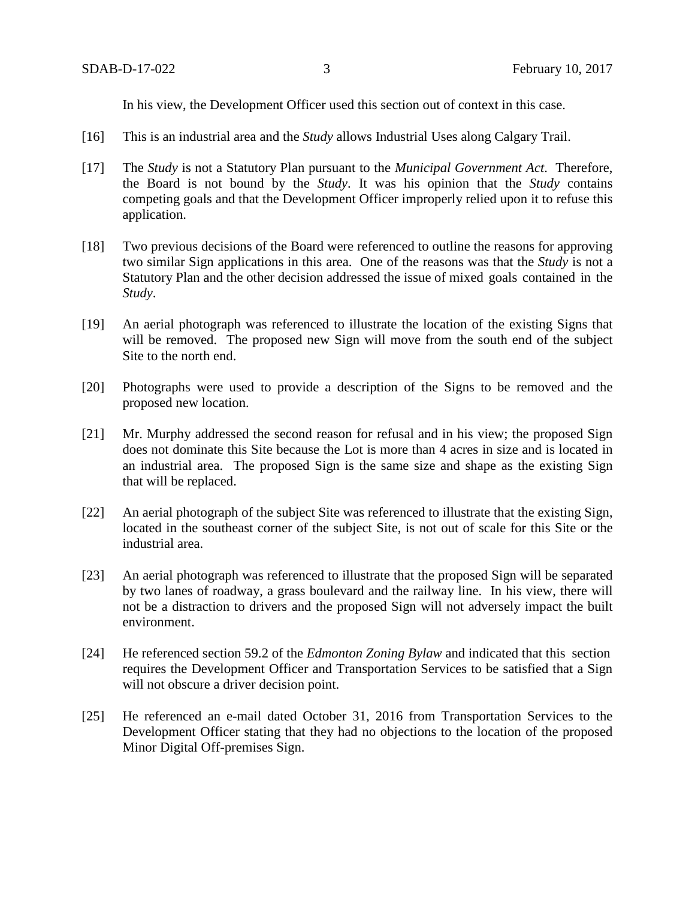In his view, the Development Officer used this section out of context in this case.

[16] This is an industrial area and the *Study* allows Industrial Uses along Calgary Trail.

[17] The *Study* is not a Statutory Plan pursuant to the *Municipal Government Act*. Therefore, the Board is not bound by the *Study*. It was his opinion that the *Study* contains competing goals and that the Development Officer improperly relied upon it to refuse this application.

[18] Two previous decisions of the Board were referenced to outline the reasons for approving two similar Sign applications in this area. One of the reasons was that the *Study* is not a Statutory Plan and the other decision addressed the issue of mixed goals contained in the *Study*.

[19] An aerial photograph was referenced to illustrate the location of the existing Signs that will be removed. The proposed new Sign will move from the south end of the subject Site to the north end.

[20] Photographs were used to provide a description of the Signs to be removed and the proposed new location.

[21] Mr. Murphy addressed the second reason for refusal and in his view; the proposed Sign does not dominate this Site because the Lot is more than 4 acres in size and is located in an industrial area. The proposed Sign is the same size and shape as the existing Sign that will be replaced.

[22] An aerial photograph of the subject Site was referenced to illustrate that the existing Sign, located in the southeast corner of the subject Site, is not out of scale for this Site or the industrial area.

[23] An aerial photograph was referenced to illustrate that the proposed Sign will be separated by two lanes of roadway, a grass boulevard and the railway line. In his view, there will not be a distraction to drivers and the proposed Sign will not adversely impact the built environment.

[24] He referenced section 59.2 of the *Edmonton Zoning Bylaw* and indicated that this section requires the Development Officer and Transportation Services to be satisfied that a Sign will not obscure a driver decision point.

[25] He referenced an e-mail dated October 31, 2016 from Transportation Services to the Development Officer stating that they had no objections to the location of the proposed Minor Digital Off-premises Sign.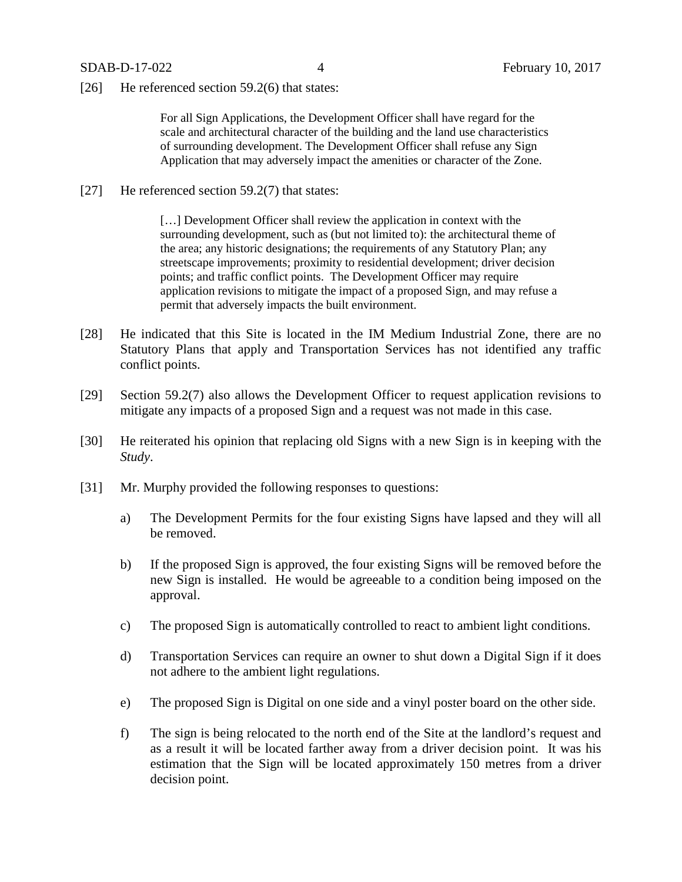[26] He referenced section 59.2(6) that states:

> For all Sign Applications, the Development Officer shall have regard for the scale and architectural character of the building and the land use characteristics of surrounding development. The Development Officer shall refuse any Sign Application that may adversely impact the amenities or character of the Zone.

[27] He referenced section 59.2(7) that states:

> […] Development Officer shall review the application in context with the surrounding development, such as (but not limited to): the architectural theme of the area; any historic designations; the requirements of any Statutory Plan; any streetscape improvements; proximity to residential development; driver decision points; and traffic conflict points. The Development Officer may require application revisions to mitigate the impact of a proposed Sign, and may refuse a permit that adversely impacts the built environment.

[28] He indicated that this Site is located in the IM Medium Industrial Zone, there are no Statutory Plans that apply and Transportation Services has not identified any traffic conflict points.

[29] Section 59.2(7) also allows the Development Officer to request application revisions to mitigate any impacts of a proposed Sign and a request was not made in this case.

[30] He reiterated his opinion that replacing old Signs with a new Sign is in keeping with the *Study*.

[31] Mr. Murphy provided the following responses to questions:

a) The Development Permits for the four existing Signs have lapsed and they will all be removed.

b) If the proposed Sign is approved, the four existing Signs will be removed before the new Sign is installed. He would be agreeable to a condition being imposed on the approval.

c) The proposed Sign is automatically controlled to react to ambient light conditions.

d) Transportation Services can require an owner to shut down a Digital Sign if it does not adhere to the ambient light regulations.

e) The proposed Sign is Digital on one side and a vinyl poster board on the other side.

f) The sign is being relocated to the north end of the Site at the landlord's request and as a result it will be located farther away from a driver decision point. It was his estimation that the Sign will be located approximately 150 metres from a driver decision point.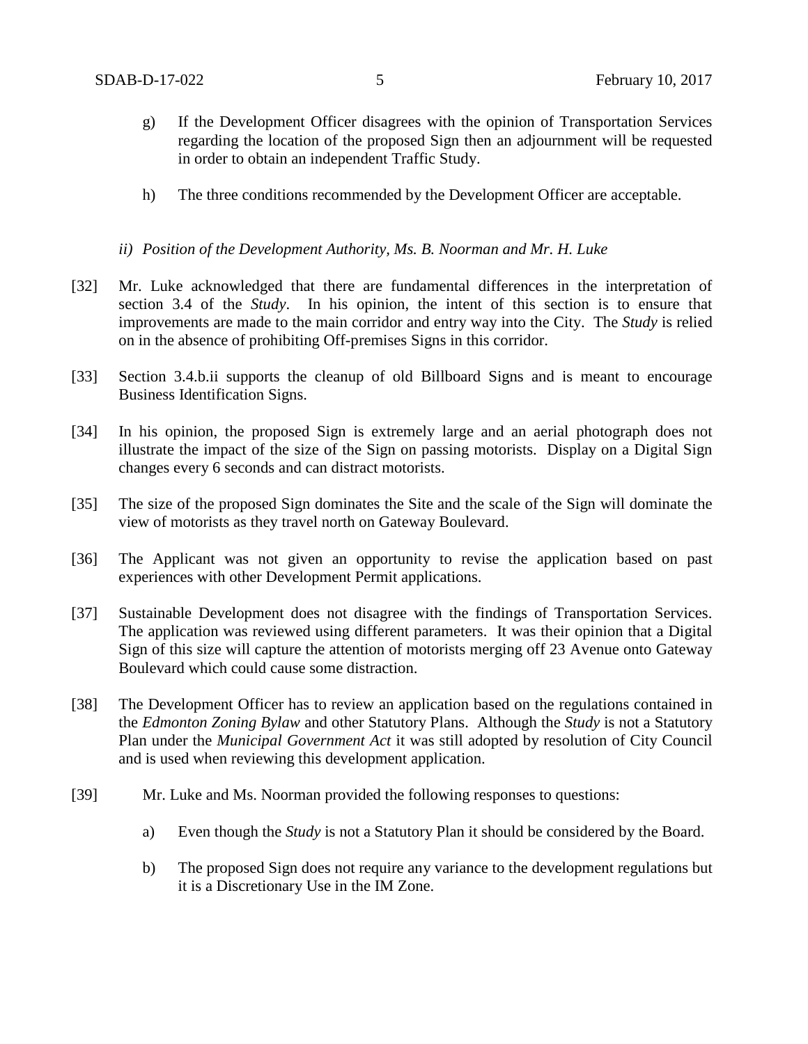g) If the Development Officer disagrees with the opinion of Transportation Services regarding the location of the proposed Sign then an adjournment will be requested in order to obtain an independent Traffic Study.

h) The three conditions recommended by the Development Officer are acceptable.

*ii) Position of the Development Authority, Ms. B. Noorman and Mr. H. Luke*

[32] Mr. Luke acknowledged that there are fundamental differences in the interpretation of section 3.4 of the *Study*. In his opinion, the intent of this section is to ensure that improvements are made to the main corridor and entry way into the City. The *Study* is relied on in the absence of prohibiting Off-premises Signs in this corridor.

[33] Section 3.4.b.ii supports the cleanup of old Billboard Signs and is meant to encourage Business Identification Signs.

[34] In his opinion, the proposed Sign is extremely large and an aerial photograph does not illustrate the impact of the size of the Sign on passing motorists. Display on a Digital Sign changes every 6 seconds and can distract motorists.

[35] The size of the proposed Sign dominates the Site and the scale of the Sign will dominate the view of motorists as they travel north on Gateway Boulevard.

[36] The Applicant was not given an opportunity to revise the application based on past experiences with other Development Permit applications.

[37] Sustainable Development does not disagree with the findings of Transportation Services. The application was reviewed using different parameters. It was their opinion that a Digital Sign of this size will capture the attention of motorists merging off 23 Avenue onto Gateway Boulevard which could cause some distraction.

[38] The Development Officer has to review an application based on the regulations contained in the *Edmonton Zoning Bylaw* and other Statutory Plans. Although the *Study* is not a Statutory Plan under the *Municipal Government Act* it was still adopted by resolution of City Council and is used when reviewing this development application.

[39] Mr. Luke and Ms. Noorman provided the following responses to questions:

a) Even though the *Study* is not a Statutory Plan it should be considered by the Board.

b) The proposed Sign does not require any variance to the development regulations but it is a Discretionary Use in the IM Zone.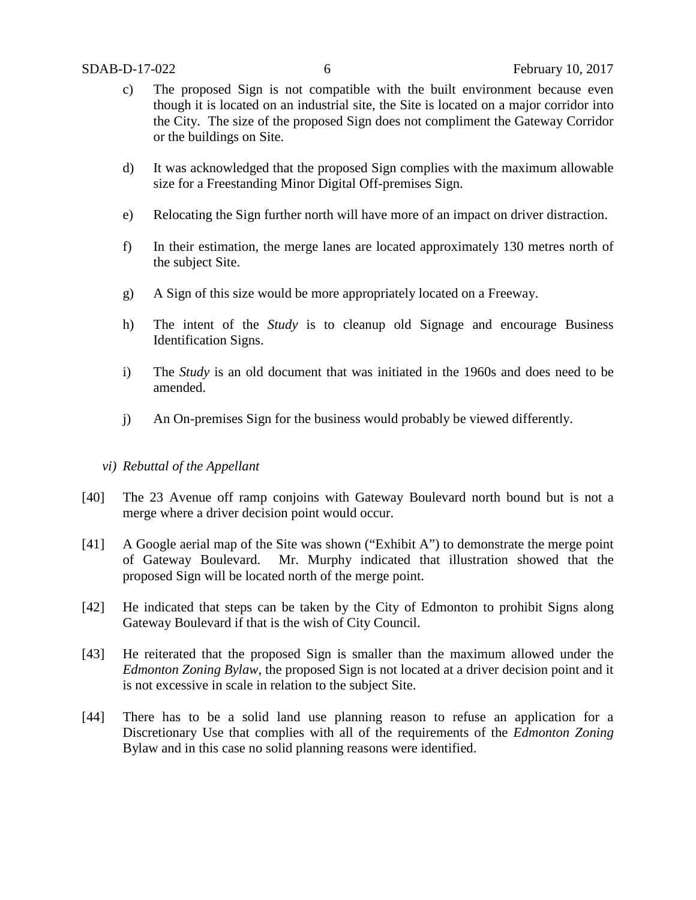c) The proposed Sign is not compatible with the built environment because even though it is located on an industrial site, the Site is located on a major corridor into the City. The size of the proposed Sign does not compliment the Gateway Corridor or the buildings on Site.

d) It was acknowledged that the proposed Sign complies with the maximum allowable size for a Freestanding Minor Digital Off-premises Sign.

e) Relocating the Sign further north will have more of an impact on driver distraction.

f) In their estimation, the merge lanes are located approximately 130 metres north of the subject Site.

g) A Sign of this size would be more appropriately located on a Freeway.

h) The intent of the *Study* is to cleanup old Signage and encourage Business Identification Signs.

i) The *Study* is an old document that was initiated in the 1960s and does need to be amended.

j) An On-premises Sign for the business would probably be viewed differently.

*vi) Rebuttal of the Appellant*

[40] The 23 Avenue off ramp conjoins with Gateway Boulevard north bound but is not a merge where a driver decision point would occur.

[41] A Google aerial map of the Site was shown ("Exhibit A") to demonstrate the merge point of Gateway Boulevard. Mr. Murphy indicated that illustration showed that the proposed Sign will be located north of the merge point.

[42] He indicated that steps can be taken by the City of Edmonton to prohibit Signs along Gateway Boulevard if that is the wish of City Council.

[43] He reiterated that the proposed Sign is smaller than the maximum allowed under the *Edmonton Zoning Bylaw*, the proposed Sign is not located at a driver decision point and it is not excessive in scale in relation to the subject Site.

[44] There has to be a solid land use planning reason to refuse an application for a Discretionary Use that complies with all of the requirements of the *Edmonton Zoning* Bylaw and in this case no solid planning reasons were identified.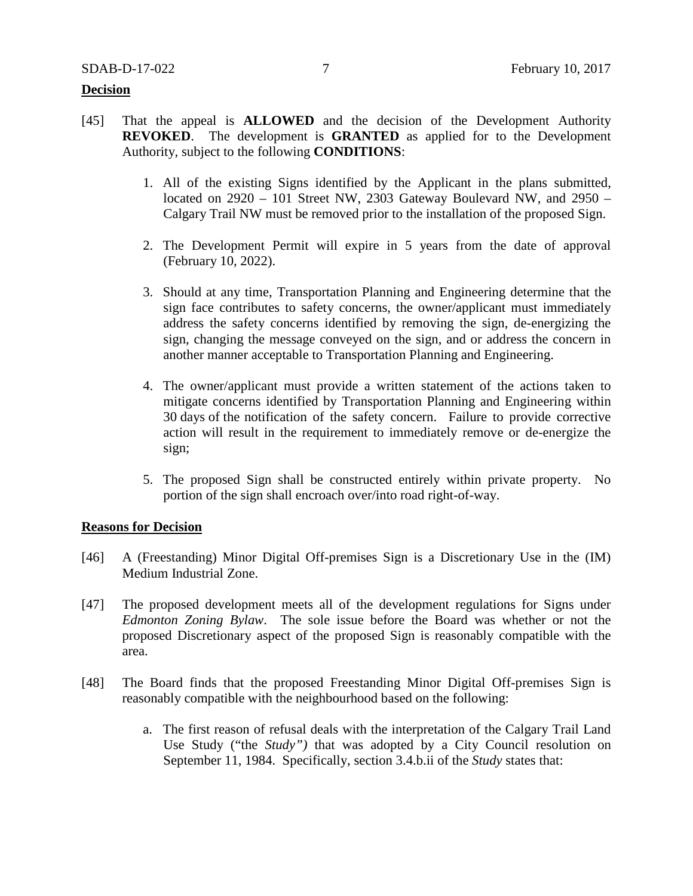**Decision**

[45] That the appeal is **ALLOWED** and the decision of the Development Authority **REVOKED**. The development is **GRANTED** as applied for to the Development Authority, subject to the following **CONDITIONS**:

1. All of the existing Signs identified by the Applicant in the plans submitted, located on 2920 – 101 Street NW, 2303 Gateway Boulevard NW, and 2950 – Calgary Trail NW must be removed prior to the installation of the proposed Sign.

2. The Development Permit will expire in 5 years from the date of approval (February 10, 2022).

3. Should at any time, Transportation Planning and Engineering determine that the sign face contributes to safety concerns, the owner/applicant must immediately address the safety concerns identified by removing the sign, de-energizing the sign, changing the message conveyed on the sign, and or address the concern in another manner acceptable to Transportation Planning and Engineering.

4. The owner/applicant must provide a written statement of the actions taken to mitigate concerns identified by Transportation Planning and Engineering within 30 days of the notification of the safety concern. Failure to provide corrective action will result in the requirement to immediately remove or de-energize the sign;

5. The proposed Sign shall be constructed entirely within private property. No portion of the sign shall encroach over/into road right-of-way.

**Reasons for Decision**

[46] A (Freestanding) Minor Digital Off-premises Sign is a Discretionary Use in the (IM) Medium Industrial Zone.

[47] The proposed development meets all of the development regulations for Signs under *Edmonton Zoning Bylaw*. The sole issue before the Board was whether or not the proposed Discretionary aspect of the proposed Sign is reasonably compatible with the area.

[48] The Board finds that the proposed Freestanding Minor Digital Off-premises Sign is reasonably compatible with the neighbourhood based on the following:

a. The first reason of refusal deals with the interpretation of the Calgary Trail Land Use Study ("the *Study")* that was adopted by a City Council resolution on September 11, 1984. Specifically, section 3.4.b.ii of the *Study* states that: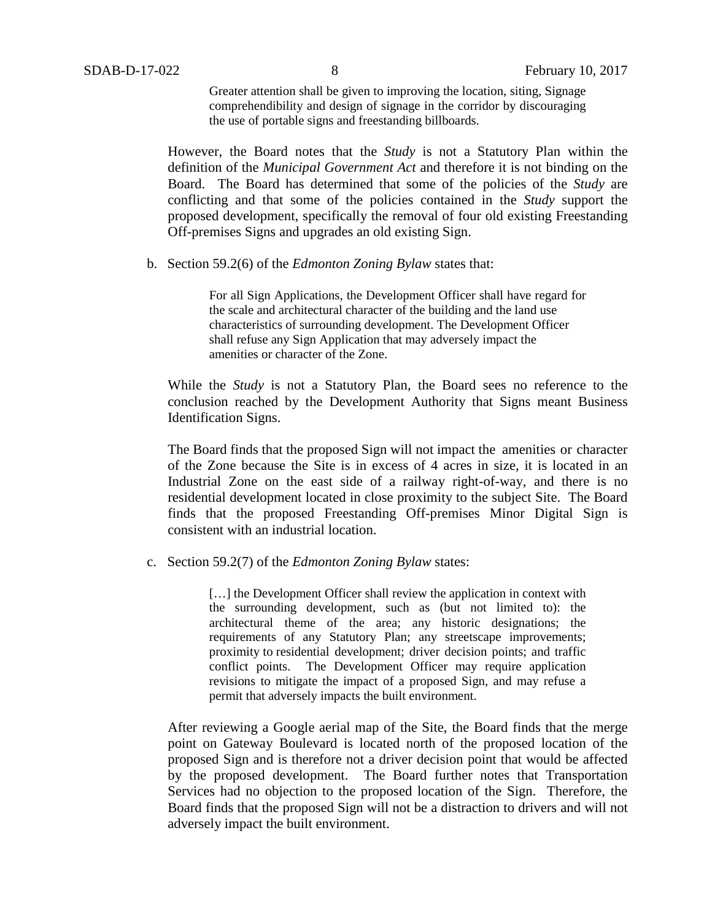> Greater attention shall be given to improving the location, siting, Signage comprehendibility and design of signage in the corridor by discouraging the use of portable signs and freestanding billboards.

However, the Board notes that the *Study* is not a Statutory Plan within the definition of the *Municipal Government Act* and therefore it is not binding on the Board. The Board has determined that some of the policies of the *Study* are conflicting and that some of the policies contained in the *Study* support the proposed development, specifically the removal of four old existing Freestanding Off-premises Signs and upgrades an old existing Sign.

b. Section 59.2(6) of the *Edmonton Zoning Bylaw* states that:

> For all Sign Applications, the Development Officer shall have regard for the scale and architectural character of the building and the land use characteristics of surrounding development. The Development Officer shall refuse any Sign Application that may adversely impact the amenities or character of the Zone.

While the *Study* is not a Statutory Plan, the Board sees no reference to the conclusion reached by the Development Authority that Signs meant Business Identification Signs.

The Board finds that the proposed Sign will not impact the amenities or character of the Zone because the Site is in excess of 4 acres in size, it is located in an Industrial Zone on the east side of a railway right-of-way, and there is no residential development located in close proximity to the subject Site. The Board finds that the proposed Freestanding Off-premises Minor Digital Sign is consistent with an industrial location.

c. Section 59.2(7) of the *Edmonton Zoning Bylaw* states:

> […] the Development Officer shall review the application in context with the surrounding development, such as (but not limited to): the architectural theme of the area; any historic designations; the requirements of any Statutory Plan; any streetscape improvements; proximity to residential development; driver decision points; and traffic conflict points. The Development Officer may require application revisions to mitigate the impact of a proposed Sign, and may refuse a permit that adversely impacts the built environment.

After reviewing a Google aerial map of the Site, the Board finds that the merge point on Gateway Boulevard is located north of the proposed location of the proposed Sign and is therefore not a driver decision point that would be affected by the proposed development. The Board further notes that Transportation Services had no objection to the proposed location of the Sign. Therefore, the Board finds that the proposed Sign will not be a distraction to drivers and will not adversely impact the built environment.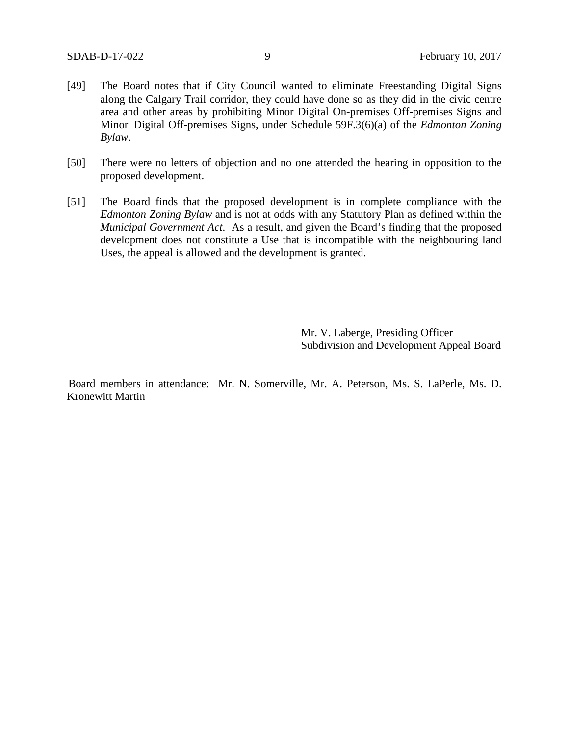[49] The Board notes that if City Council wanted to eliminate Freestanding Digital Signs along the Calgary Trail corridor, they could have done so as they did in the civic centre area and other areas by prohibiting Minor Digital On-premises Off-premises Signs and Minor Digital Off-premises Signs, under Schedule 59F.3(6)(a) of the *Edmonton Zoning Bylaw*.

[50] There were no letters of objection and no one attended the hearing in opposition to the proposed development.

[51] The Board finds that the proposed development is in complete compliance with the *Edmonton Zoning Bylaw* and is not at odds with any Statutory Plan as defined within the *Municipal Government Act*. As a result, and given the Board's finding that the proposed development does not constitute a Use that is incompatible with the neighbouring land Uses, the appeal is allowed and the development is granted.

Mr. V. Laberge, Presiding Officer
Subdivision and Development Appeal Board

Board members in attendance: Mr. N. Somerville, Mr. A. Peterson, Ms. S. LaPerle, Ms. D. Kronewitt Martin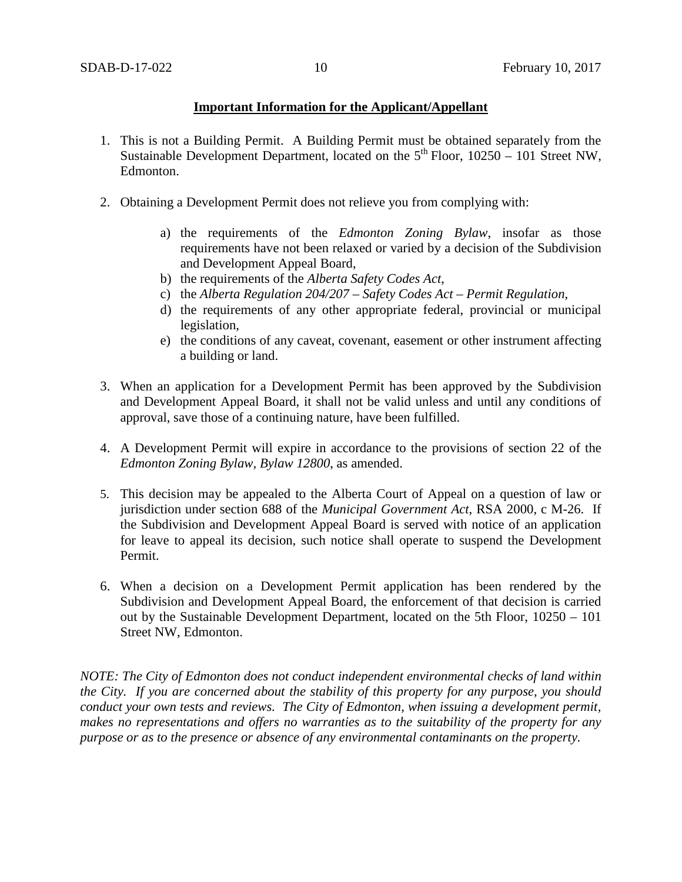**Important Information for the Applicant/Appellant**

1. This is not a Building Permit. A Building Permit must be obtained separately from the Sustainable Development Department, located on the 5th Floor, 10250 – 101 Street NW, Edmonton.

2. Obtaining a Development Permit does not relieve you from complying with:

    a) the requirements of the *Edmonton Zoning Bylaw*, insofar as those requirements have not been relaxed or varied by a decision of the Subdivision and Development Appeal Board,
    b) the requirements of the *Alberta Safety Codes Act*,
    c) the *Alberta Regulation 204/207 – Safety Codes Act – Permit Regulation*,
    d) the requirements of any other appropriate federal, provincial or municipal legislation,
    e) the conditions of any caveat, covenant, easement or other instrument affecting a building or land.

3. When an application for a Development Permit has been approved by the Subdivision and Development Appeal Board, it shall not be valid unless and until any conditions of approval, save those of a continuing nature, have been fulfilled.

4. A Development Permit will expire in accordance to the provisions of section 22 of the *Edmonton Zoning Bylaw, Bylaw 12800*, as amended.

5. This decision may be appealed to the Alberta Court of Appeal on a question of law or jurisdiction under section 688 of the *Municipal Government Act*, RSA 2000, c M-26. If the Subdivision and Development Appeal Board is served with notice of an application for leave to appeal its decision, such notice shall operate to suspend the Development Permit.

6. When a decision on a Development Permit application has been rendered by the Subdivision and Development Appeal Board, the enforcement of that decision is carried out by the Sustainable Development Department, located on the 5th Floor, 10250 – 101 Street NW, Edmonton.

*NOTE: The City of Edmonton does not conduct independent environmental checks of land within the City. If you are concerned about the stability of this property for any purpose, you should conduct your own tests and reviews. The City of Edmonton, when issuing a development permit, makes no representations and offers no warranties as to the suitability of the property for any purpose or as to the presence or absence of any environmental contaminants on the property.*